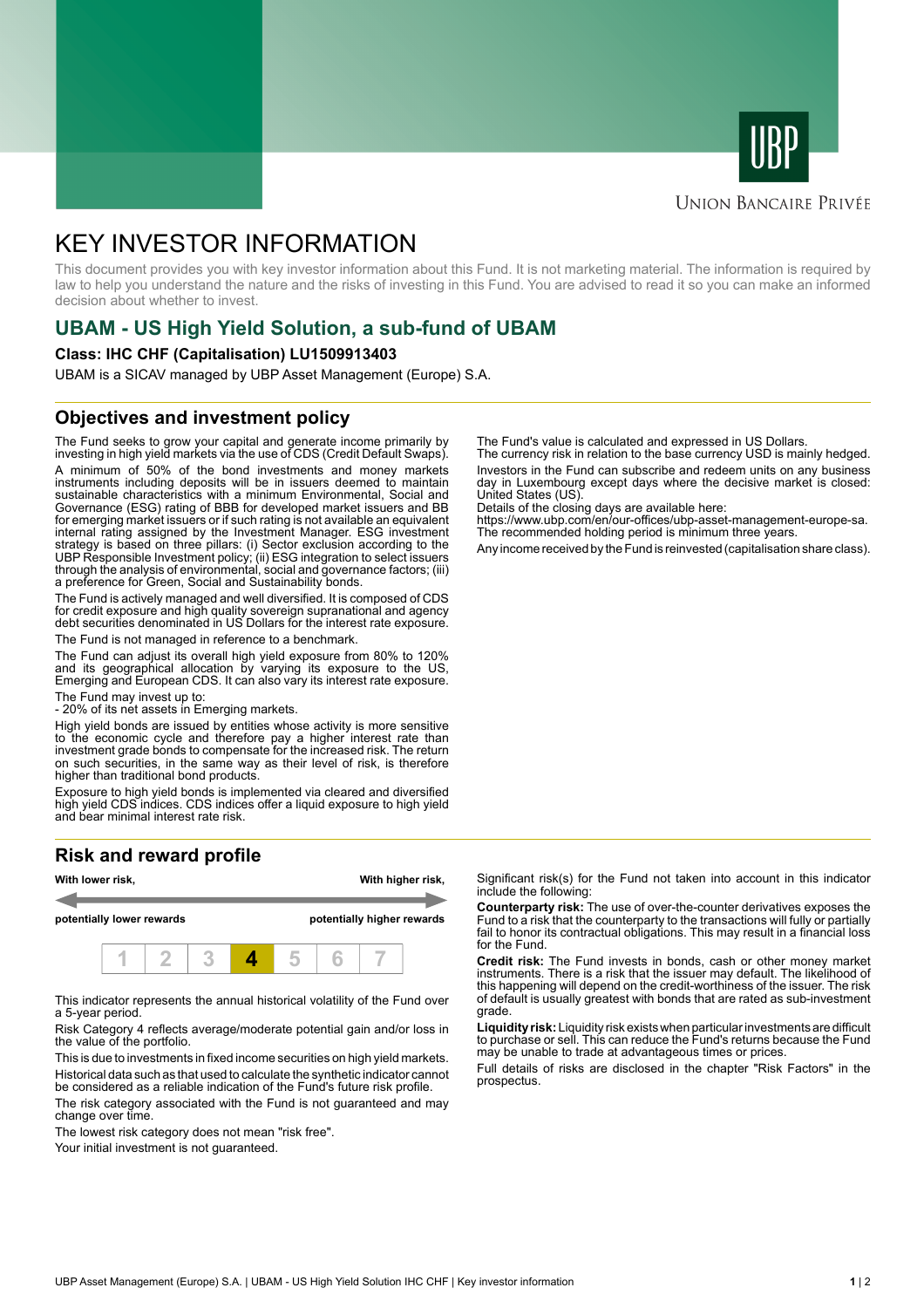UBP

Union Bancaire Privée

# KEY INVESTOR INFORMATION

This document provides you with key investor information about this Fund. It is not marketing material. The information is required by law to help you understand the nature and the risks of investing in this Fund. You are advised to read it so you can make an informed decision about whether to invest.

## UBAM - US High Yield Solution, a sub-fund of UBAM

**Class: IHC CHF (Capitalisation) LU1509913403**

UBAM is a SICAV managed by UBP Asset Management (Europe) S.A.

## Objectives and investment policy

The Fund seeks to grow your capital and generate income primarily by investing in high yield markets via the use of CDS (Credit Default Swaps).

A minimum of 50% of the bond and money markets instruments including deposits will be in issuers deemed to maintain sustainable characteristics with a minimum Environmental, Social and Governance (ESG) rating of BBB for developed market issuers and BB for emerging market issuers or if such rating is not available an equivalent internal rating assigned by the Investment Manager. ESG investment strategy is based on three pillars: (i) Sector exclusion according to the UBP Responsible Investment policy; (ii) ESG integration to select issuers through the analysis of environmental, social and governance factors; (iii) a preference for Green, Social and Sustainability bonds.

The Fund is actively managed and well diversified. It is composed of CDS for credit exposure and high quality sovereign supranational and agency debt securities denominated in US Dollars for the interest rate exposure.

The Fund is not managed in reference to a benchmark.

The Fund can adjust its overall high yield exposure from 80% to 120% and its geographical allocation by varying its exposure to the US, Emerging and European CDS. It can also vary its interest rate exposure.

The Fund may invest up to:
- 20% of its net assets in Emerging markets.

High yield bonds are issued by entities whose activity is more sensitive to the economic cycle and therefore pay a higher interest rate than investment grade bonds to compensate for the increased risk. The return on such securities, in the same way as their level of risk, is therefore higher than traditional bond products.

Exposure to high yield bonds is implemented via cleared and diversified high yield CDS indices. CDS indices offer a liquid exposure to high yield and bear minimal interest rate risk.

The Fund's value is calculated and expressed in US Dollars.
The currency risk in relation to the base currency USD is mainly hedged.

Investors in the Fund can subscribe and redeem units on any business day in Luxembourg except days where the decisive market is closed: United States (US).
Details of the closing days are available here:
https://www.ubp.com/en/our-offices/ubp-asset-management-europe-sa.
The recommended holding period is minimum three years.

Any income received by the Fund is reinvested (capitalisation share class).

## Risk and reward profile

**With lower risk,** **potentially lower rewards** ← → **With higher risk,** **potentially higher rewards**

| 1 | 2 | 3 | **4** | 5 | 6 | 7 |
|---|---|---|---|---|---|---|

This indicator represents the annual historical volatility of the Fund over a 5-year period.

Risk Category 4 reflects average/moderate potential gain and/or loss in the value of the portfolio.

This is due to investments in fixed income securities on high yield markets.

Historical data such as that used to calculate the synthetic indicator cannot be considered as a reliable indication of the Fund's future risk profile.

The risk category associated with the Fund is not guaranteed and may change over time.

The lowest risk category does not mean "risk free".

Your initial investment is not guaranteed.

Significant risk(s) for the Fund not taken into account in this indicator include the following:

**Counterparty risk:** The use of over-the-counter derivatives exposes the Fund to a risk that the counterparty to the transactions will fully or partially fail to honor its contractual obligations. This may result in a financial loss for the Fund.

**Credit risk:** The Fund invests in bonds, cash or other money market instruments. There is a risk that the issuer may default. The likelihood of this happening will depend on the credit-worthiness of the issuer. The risk of default is usually greatest with bonds that are rated as sub-investment grade.

**Liquidity risk:** Liquidity risk exists when particular investments are difficult to purchase or sell. This can reduce the Fund's returns because the Fund may be unable to trade at advantageous times or prices.

Full details of risks are disclosed in the chapter "Risk Factors" in the prospectus.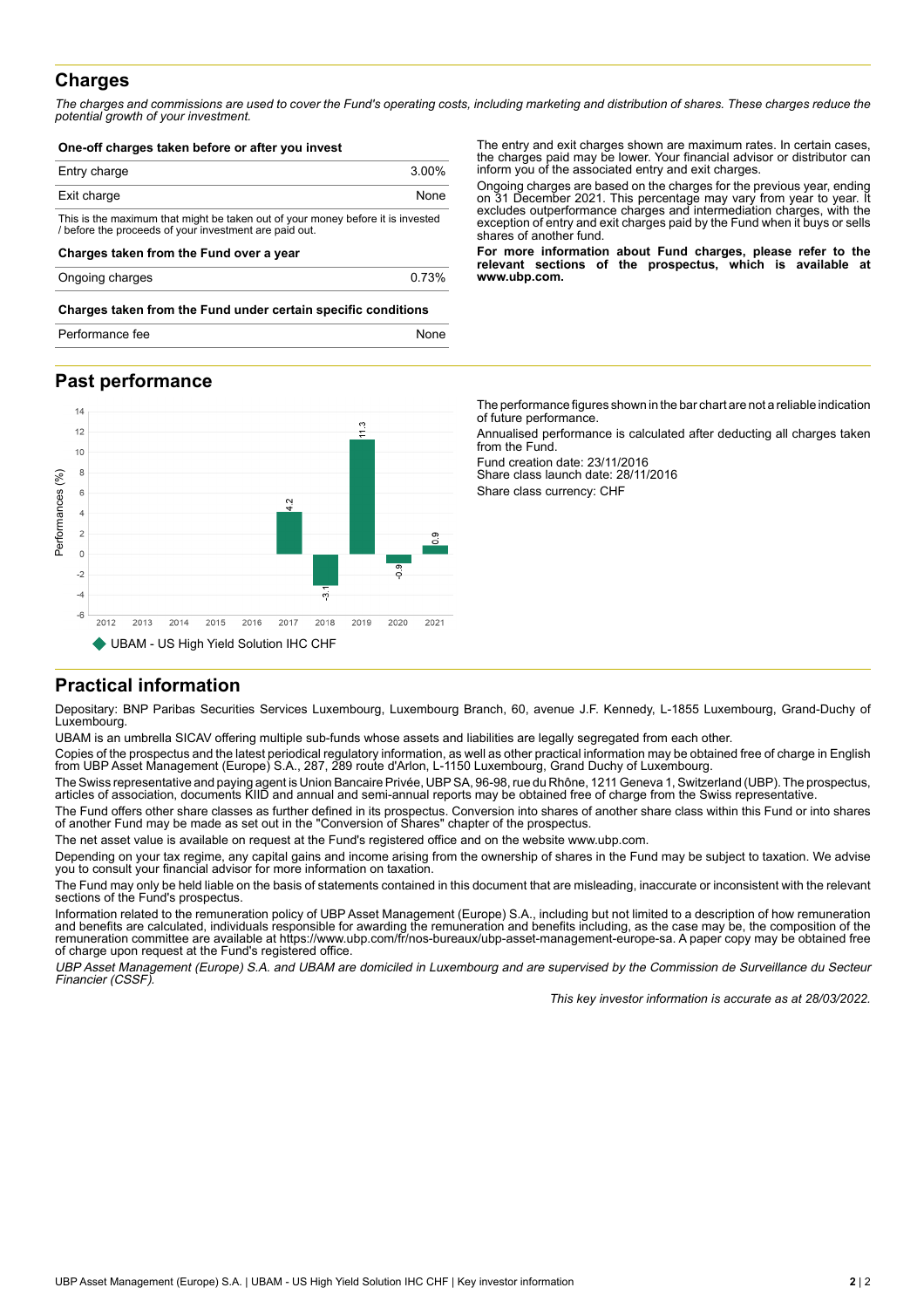## Charges

*The charges and commissions are used to cover the Fund's operating costs, including marketing and distribution of shares. These charges reduce the potential growth of your investment.*

| **One-off charges taken before or after you invest** | |
|---|---|
| Entry charge | 3.00% |
| Exit charge | None |

This is the maximum that might be taken out of your money before it is invested / before the proceeds of your investment are paid out.

| **Charges taken from the Fund over a year** | |
|---|---|
| Ongoing charges | 0.73% |

| **Charges taken from the Fund under certain specific conditions** | |
|---|---|
| Performance fee | None |

The entry and exit charges shown are maximum rates. In certain cases, the charges paid may be lower. Your financial advisor or distributor can inform you of the associated entry and exit charges.

Ongoing charges are based on the charges for the previous year, ending on 31 December 2021. This percentage may vary from year to year. It excludes outperformance charges and intermediation charges, with the exception of entry and exit charges paid by the Fund when it buys or sells shares of another fund.

**For more information about Fund charges, please refer to the relevant sections of the prospectus, which is available at www.ubp.com.**

## Past performance

Performances (%)

14
12
10
8
6
4
2
0
-2
-4
-6

2012 2013 2014 2015 2016 2017 2018 2019 2020 2021

4.2
-3.1
11.3
-0.9
0.9

UBAM - US High Yield Solution IHC CHF

The performance figures shown in the bar chart are not a reliable indication of future performance.

Annualised performance is calculated after deducting all charges taken from the Fund.

Fund creation date: 23/11/2016
Share class launch date: 28/11/2016
Share class currency: CHF

## Practical information

Depositary: BNP Paribas Securities Services Luxembourg, Luxembourg Branch, 60, avenue J.F. Kennedy, L-1855 Luxembourg, Grand-Duchy of Luxembourg.

UBAM is an umbrella SICAV offering multiple sub-funds whose assets and liabilities are legally segregated from each other.

Copies of the prospectus and the latest periodical regulatory information, as well as other practical information may be obtained free of charge in English from UBP Asset Management (Europe) S.A., 287, 289 route d'Arlon, L-1150 Luxembourg, Grand Duchy of Luxembourg.

The Swiss representative and paying agent is Union Bancaire Privée, UBP SA, 96-98, rue du Rhône, 1211 Geneva 1, Switzerland (UBP). The prospectus, articles of association, documents KIID and annual and semi-annual reports may be obtained free of charge from the Swiss representative.

The Fund offers other share classes as further defined in its prospectus. Conversion into shares of another share class within this Fund or into shares of another Fund may be made as set out in the "Conversion of Shares" chapter of the prospectus.

The net asset value is available on request at the Fund's registered office and on the website www.ubp.com.

Depending on your tax regime, any capital gains and income arising from the ownership of shares in the Fund may be subject to taxation. We advise you to consult your financial advisor for more information on taxation.

The Fund may only be held liable on the basis of statements contained in this document that are misleading, inaccurate or inconsistent with the relevant sections of the Fund's prospectus.

Information related to the remuneration policy of UBP Asset Management (Europe) S.A., including but not limited to a description of how remuneration and benefits are calculated, individuals responsible for awarding the remuneration and benefits including, as the case may be, the composition of the remuneration committee are available at https://www.ubp.com/fr/nos-bureaux/ubp-asset-management-europe-sa. A paper copy may be obtained free of charge upon request at the Fund's registered office.

*UBP Asset Management (Europe) S.A. and UBAM are domiciled in Luxembourg and are supervised by the Commission de Surveillance du Secteur Financier (CSSF).*

*This key investor information is accurate as at 28/03/2022.*